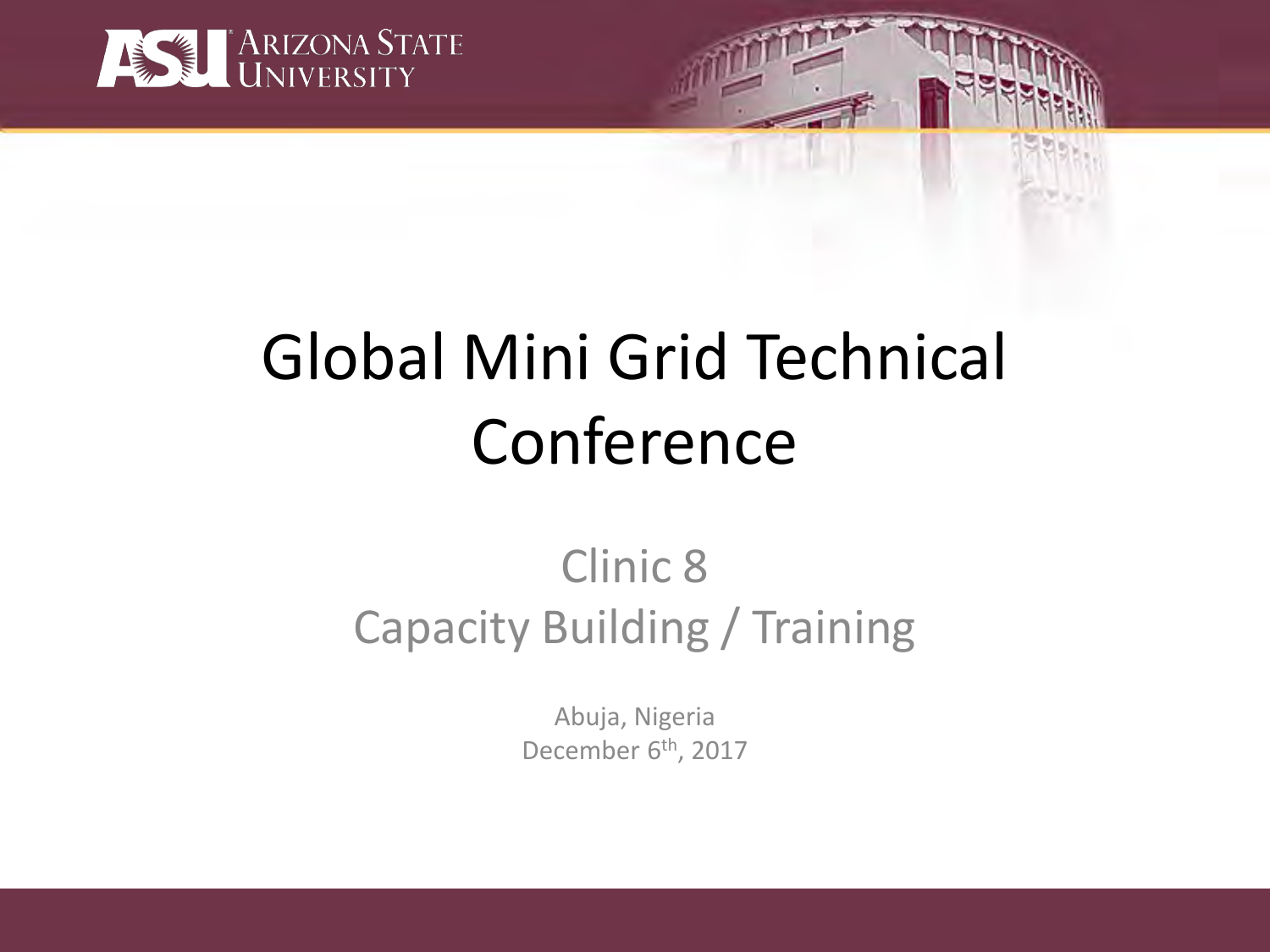Arizona State University

# Global Mini Grid Technical Conference

## Clinic 8
## Capacity Building / Training

Abuja, Nigeria
December 6th, 2017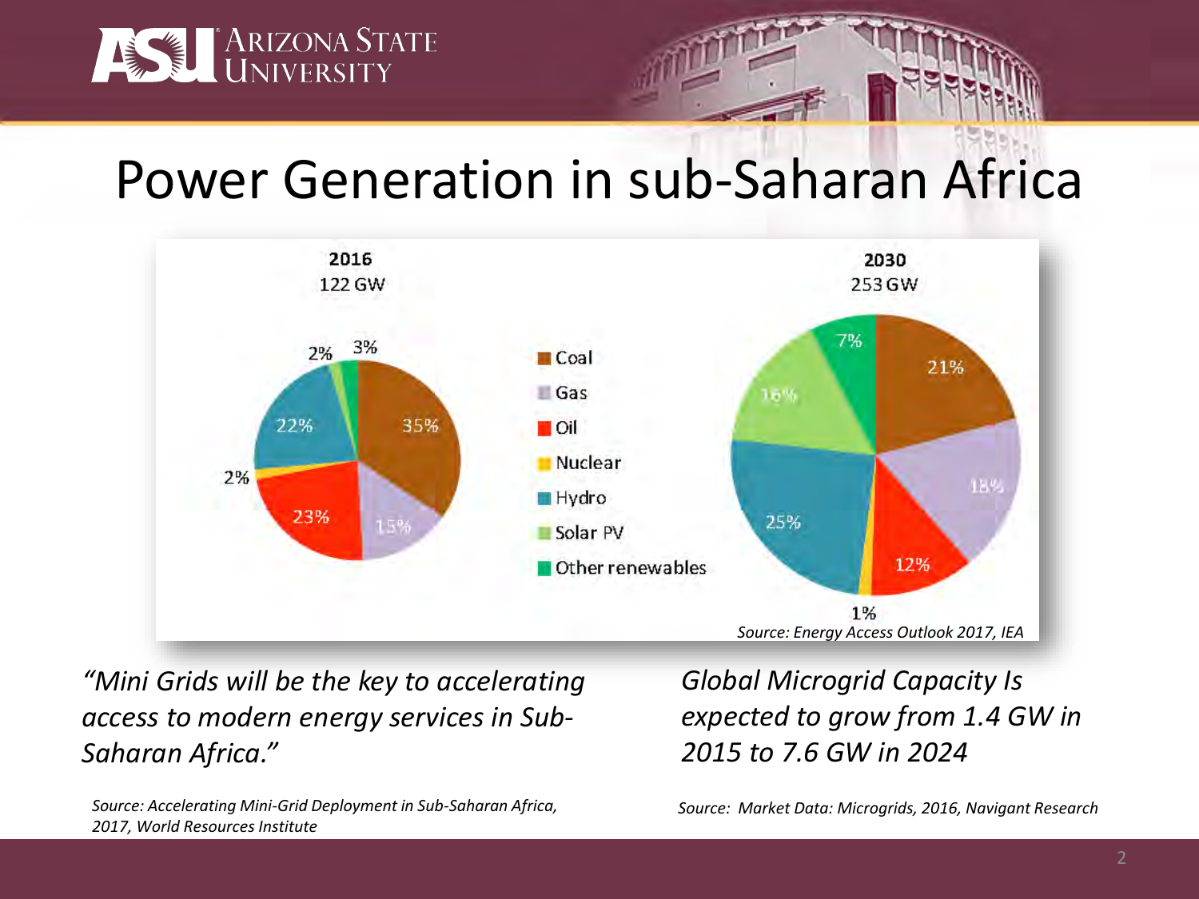# Power Generation in sub-Saharan Africa

**2016**
122 GW

**2030**
253 GW

| Source | 2016 (122 GW) | 2030 (253 GW) |
|---|---|---|
| Coal | 35% | 21% |
| Gas | 15% | 18% |
| Oil | 23% | 12% |
| Nuclear | 2% | 1% |
| Hydro | 22% | 25% |
| Solar PV | 2% | 16% |
| Other renewables | 3% | 7% |

*Source: Energy Access Outlook 2017, IEA*

*"Mini Grids will be the key to accelerating access to modern energy services in Sub-Saharan Africa."*

*Source: Accelerating Mini-Grid Deployment in Sub-Saharan Africa, 2017, World Resources Institute*

*Global Microgrid Capacity Is expected to grow from 1.4 GW in 2015 to 7.6 GW in 2024*

*Source: Market Data: Microgrids, 2016, Navigant Research*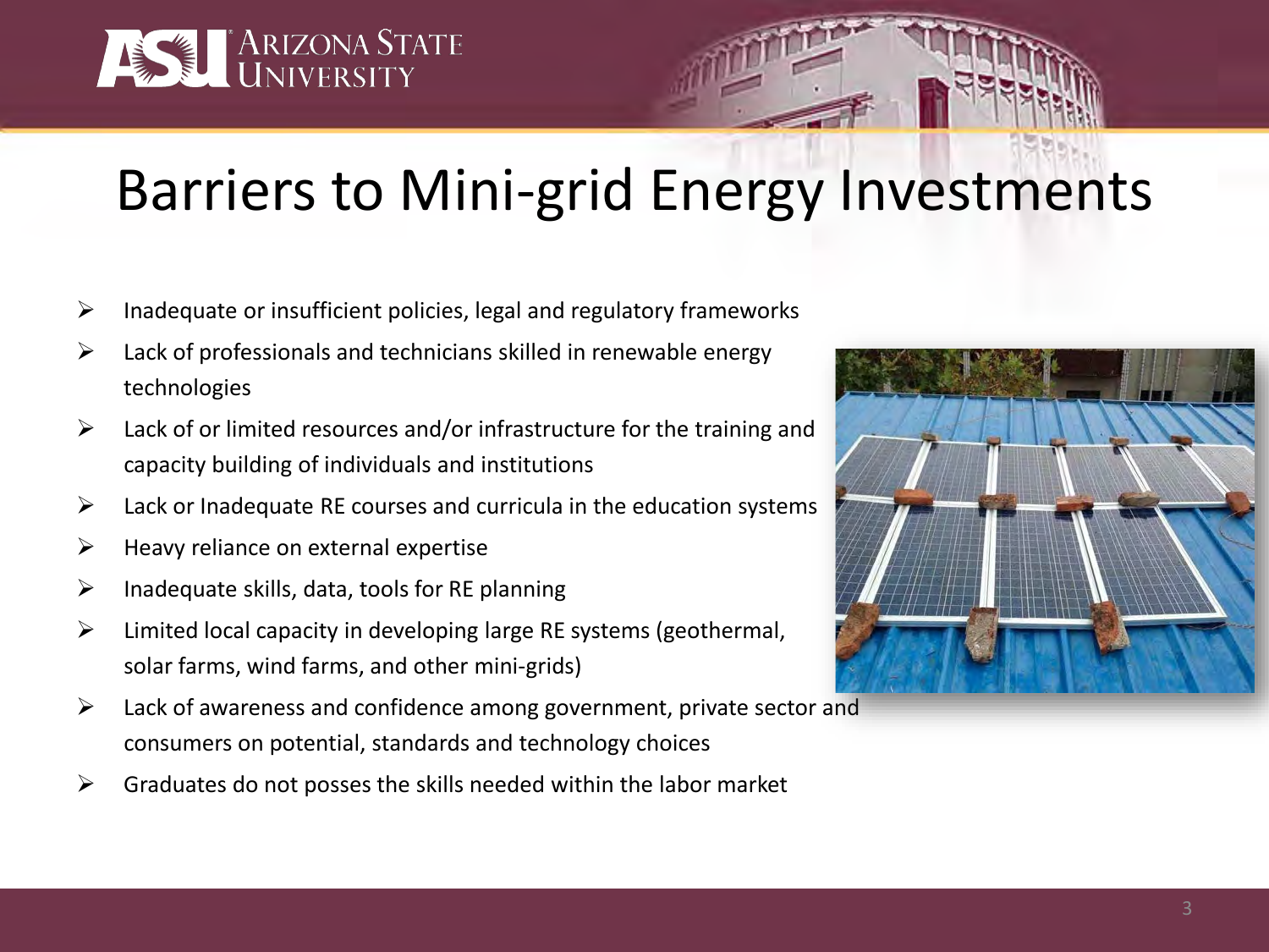# Barriers to Mini-grid Energy Investments

- Inadequate or insufficient policies, legal and regulatory frameworks
- Lack of professionals and technicians skilled in renewable energy technologies
- Lack of or limited resources and/or infrastructure for the training and capacity building of individuals and institutions
- Lack or Inadequate RE courses and curricula in the education systems
- Heavy reliance on external expertise
- Inadequate skills, data, tools for RE planning
- Limited local capacity in developing large RE systems (geothermal, solar farms, wind farms, and other mini-grids)
- Lack of awareness and confidence among government, private sector and consumers on potential, standards and technology choices
- Graduates do not posses the skills needed within the labor market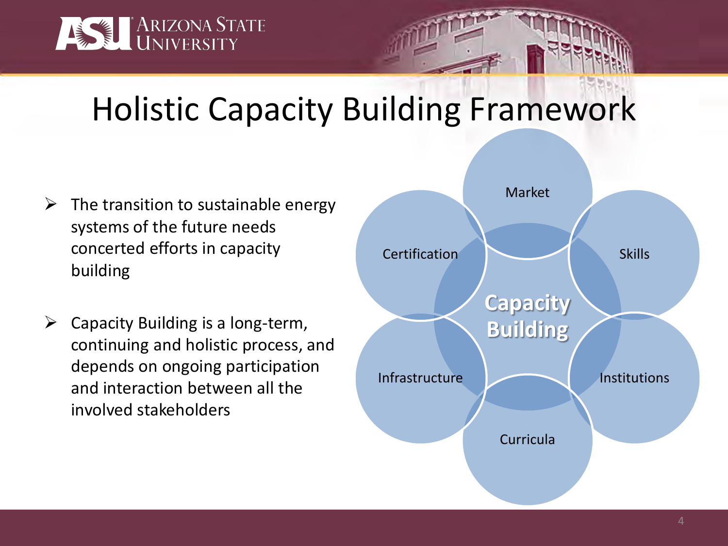# Holistic Capacity Building Framework

- The transition to sustainable energy systems of the future needs concerted efforts in capacity building
- Capacity Building is a long-term, continuing and holistic process, and depends on ongoing participation and interaction between all the involved stakeholders

**Capacity Building**

- Market
- Skills
- Institutions
- Curricula
- Infrastructure
- Certification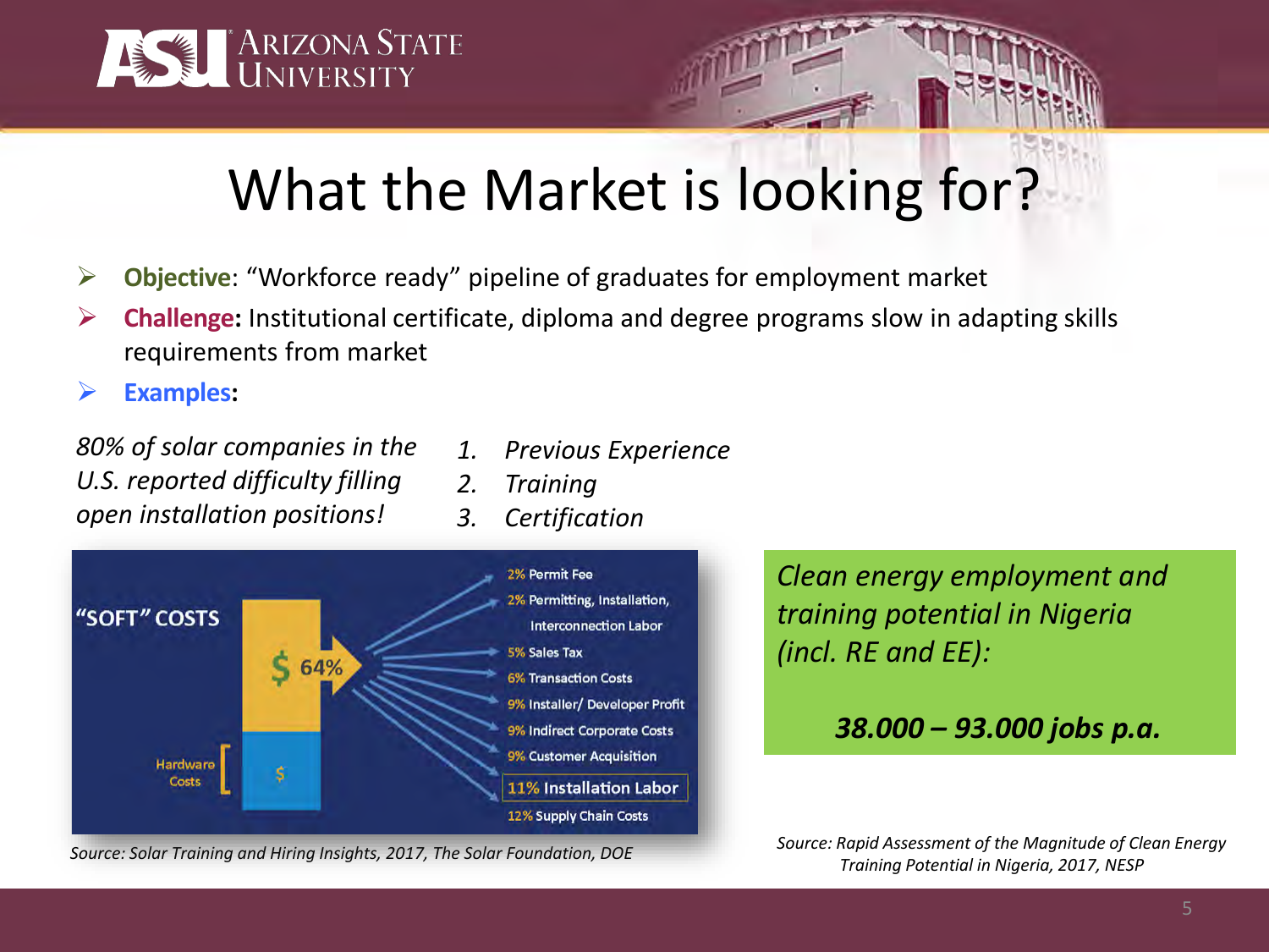# What the Market is looking for?

- **Objective**: "Workforce ready" pipeline of graduates for employment market
- **Challenge:** Institutional certificate, diploma and degree programs slow in adapting skills requirements from market
- **Examples**:

*80% of solar companies in the U.S. reported difficulty filling open installation positions!*

1. *Previous Experience*
2. *Training*
3. *Certification*

"SOFT" COSTS

$ 64%

Hardware Costs $

- 2% Permit Fee
- 2% Permitting, Installation, Interconnection Labor
- 5% Sales Tax
- 6% Transaction Costs
- 9% Installer/ Developer Profit
- 9% Indirect Corporate Costs
- 9% Customer Acquisition
- **11% Installation Labor**
- 12% Supply Chain Costs

*Source: Solar Training and Hiring Insights, 2017, The Solar Foundation, DOE*

*Clean energy employment and training potential in Nigeria (incl. RE and EE):*

***38.000 – 93.000 jobs p.a.***

*Source: Rapid Assessment of the Magnitude of Clean Energy Training Potential in Nigeria, 2017, NESP*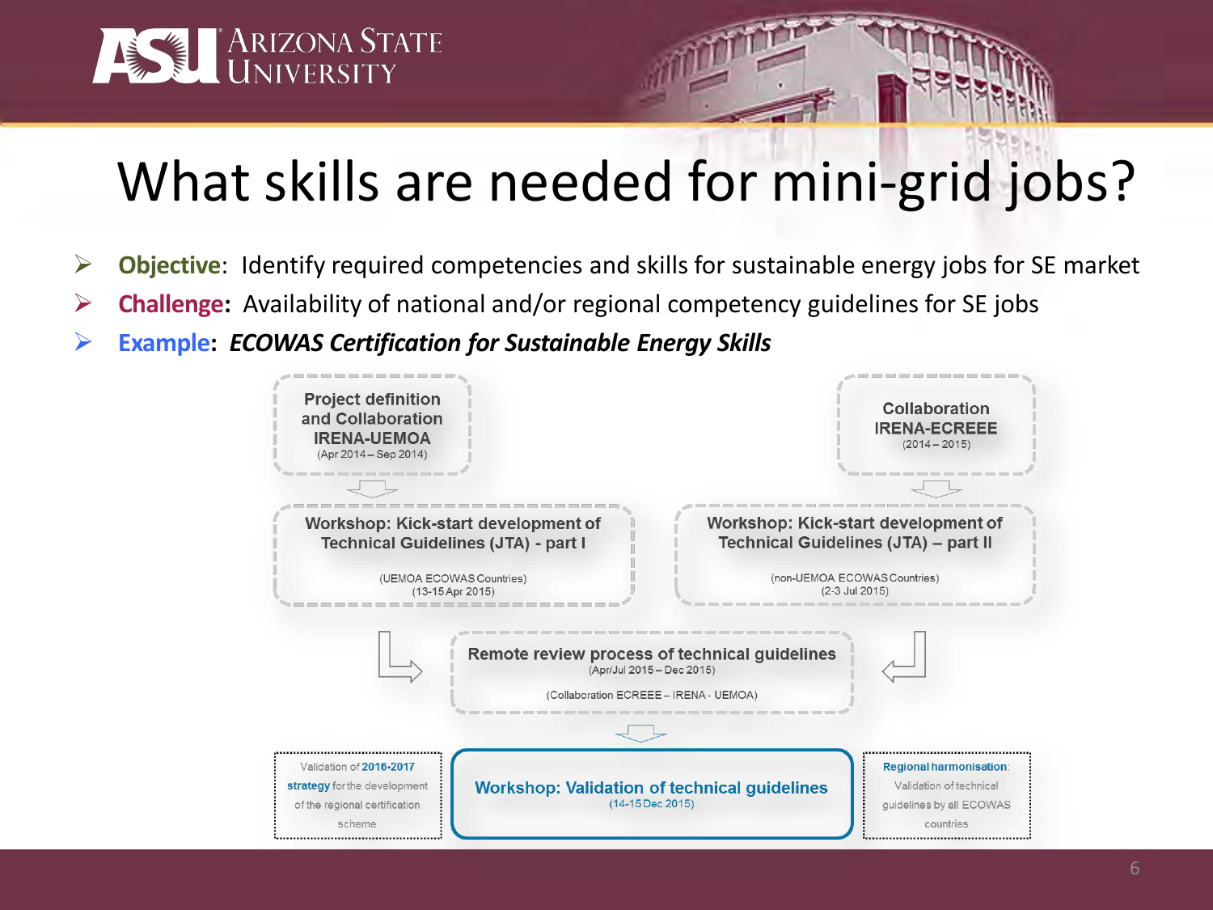# What skills are needed for mini-grid jobs?

- **Objective**: Identify required competencies and skills for sustainable energy jobs for SE market
- **Challenge:** Availability of national and/or regional competency guidelines for SE jobs
- **Example:** ***ECOWAS Certification for Sustainable Energy Skills***

**Project definition and Collaboration IRENA-UEMOA**
(Apr 2014 – Sep 2014)

**Collaboration IRENA-ECREEE**
(2014 – 2015)

**Workshop: Kick-start development of Technical Guidelines (JTA) - part I**
(UEMOA ECOWAS Countries)
(13-15 Apr 2015)

**Workshop: Kick-start development of Technical Guidelines (JTA) – part II**
(non-UEMOA ECOWAS Countries)
(2-3 Jul 2015)

**Remote review process of technical guidelines**
(Apr/Jul 2015 – Dec 2015)
(Collaboration ECREEE – IRENA - UEMOA)

Validation of **2016-2017 strategy** for the development of the regional certification scheme

**Workshop: Validation of technical guidelines**
(14-15 Dec 2015)

**Regional harmonisation**: Validation of technical guidelines by all ECOWAS countries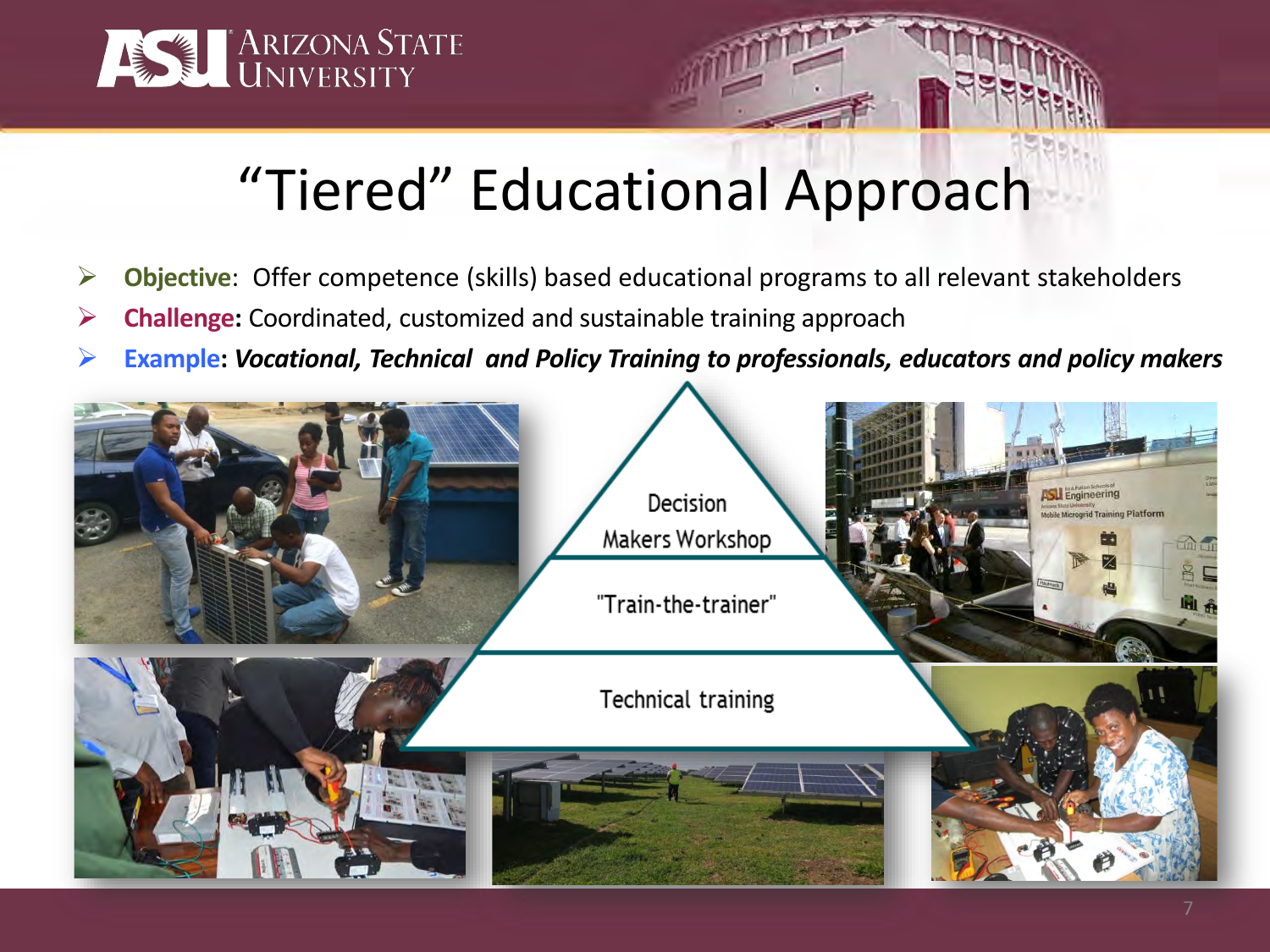# "Tiered" Educational Approach

- **Objective**: Offer competence (skills) based educational programs to all relevant stakeholders
- **Challenge:** Coordinated, customized and sustainable training approach
- **Example**: ***Vocational, Technical and Policy Training to professionals, educators and policy makers***

Decision Makers Workshop

"Train-the-trainer"

Technical training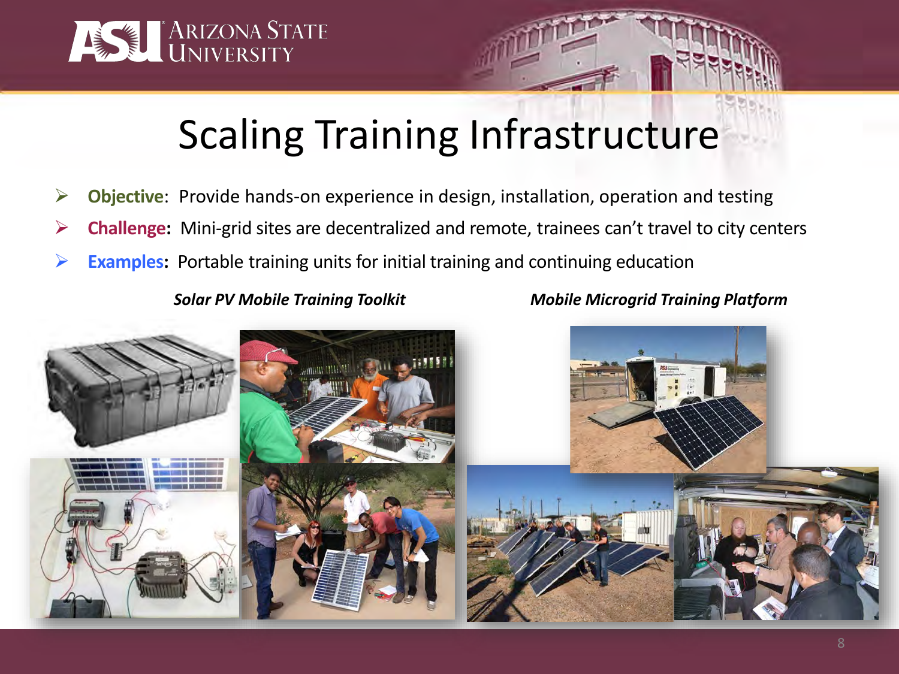# Scaling Training Infrastructure

- **Objective**: Provide hands-on experience in design, installation, operation and testing
- **Challenge:** Mini-grid sites are decentralized and remote, trainees can't travel to city centers
- **Examples:** Portable training units for initial training and continuing education

***Solar PV Mobile Training Toolkit***

***Mobile Microgrid Training Platform***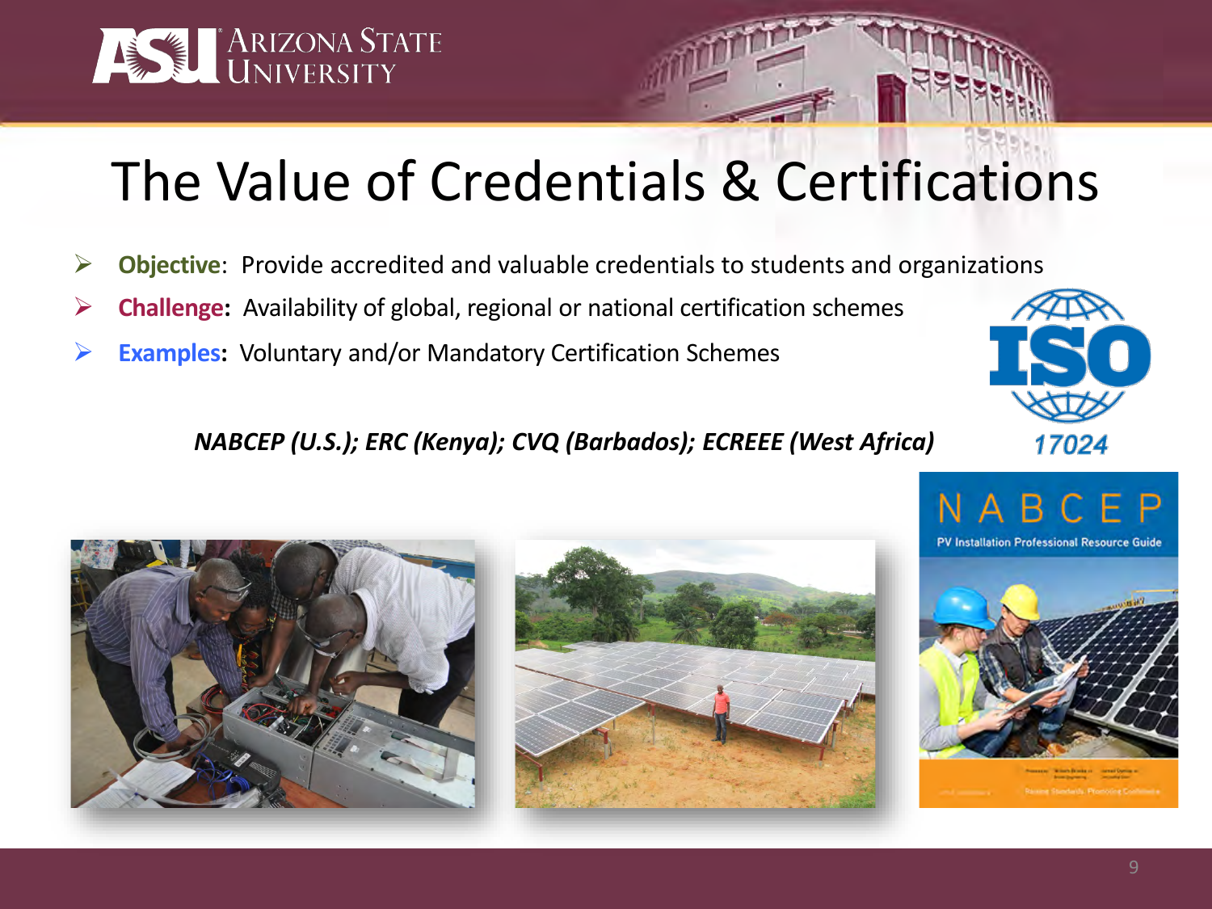# The Value of Credentials & Certifications

- **Objective**: Provide accredited and valuable credentials to students and organizations
- **Challenge:** Availability of global, regional or national certification schemes
- **Examples**: Voluntary and/or Mandatory Certification Schemes

***NABCEP (U.S.); ERC (Kenya); CVQ (Barbados); ECREEE (West Africa)***